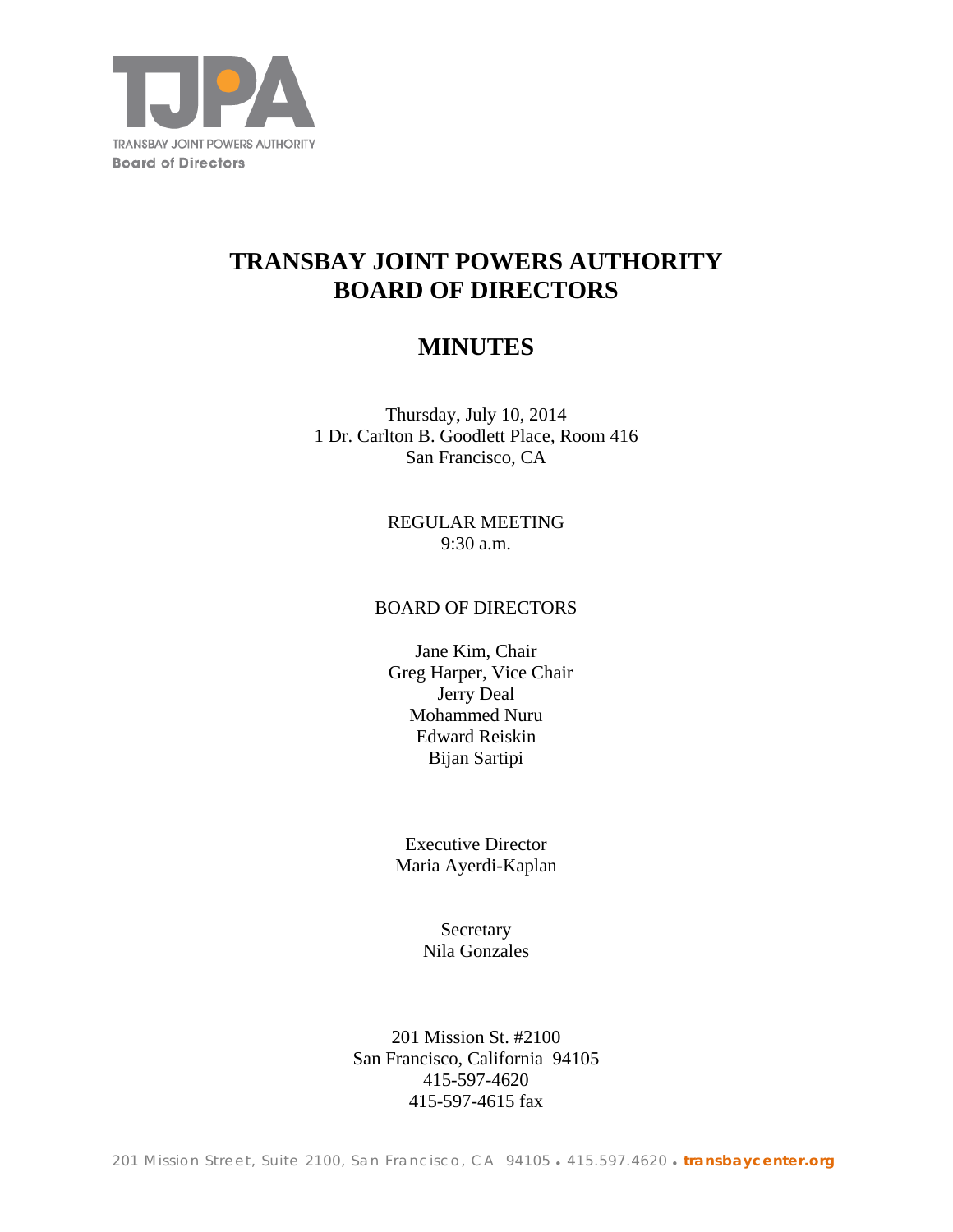TRANSBAY JOINT POWERS AUTHORITY
Board of Directors

# TRANSBAY JOINT POWERS AUTHORITY BOARD OF DIRECTORS

# MINUTES

Thursday, July 10, 2014
1 Dr. Carlton B. Goodlett Place, Room 416
San Francisco, CA

REGULAR MEETING
9:30 a.m.

BOARD OF DIRECTORS

Jane Kim, Chair
Greg Harper, Vice Chair
Jerry Deal
Mohammed Nuru
Edward Reiskin
Bijan Sartipi

Executive Director
Maria Ayerdi-Kaplan

Secretary
Nila Gonzales

201 Mission St. #2100
San Francisco, California 94105
415-597-4620
415-597-4615 fax

201 Mission Street, Suite 2100, San Francisco, CA 94105 • 415.597.4620 • transbaycenter.org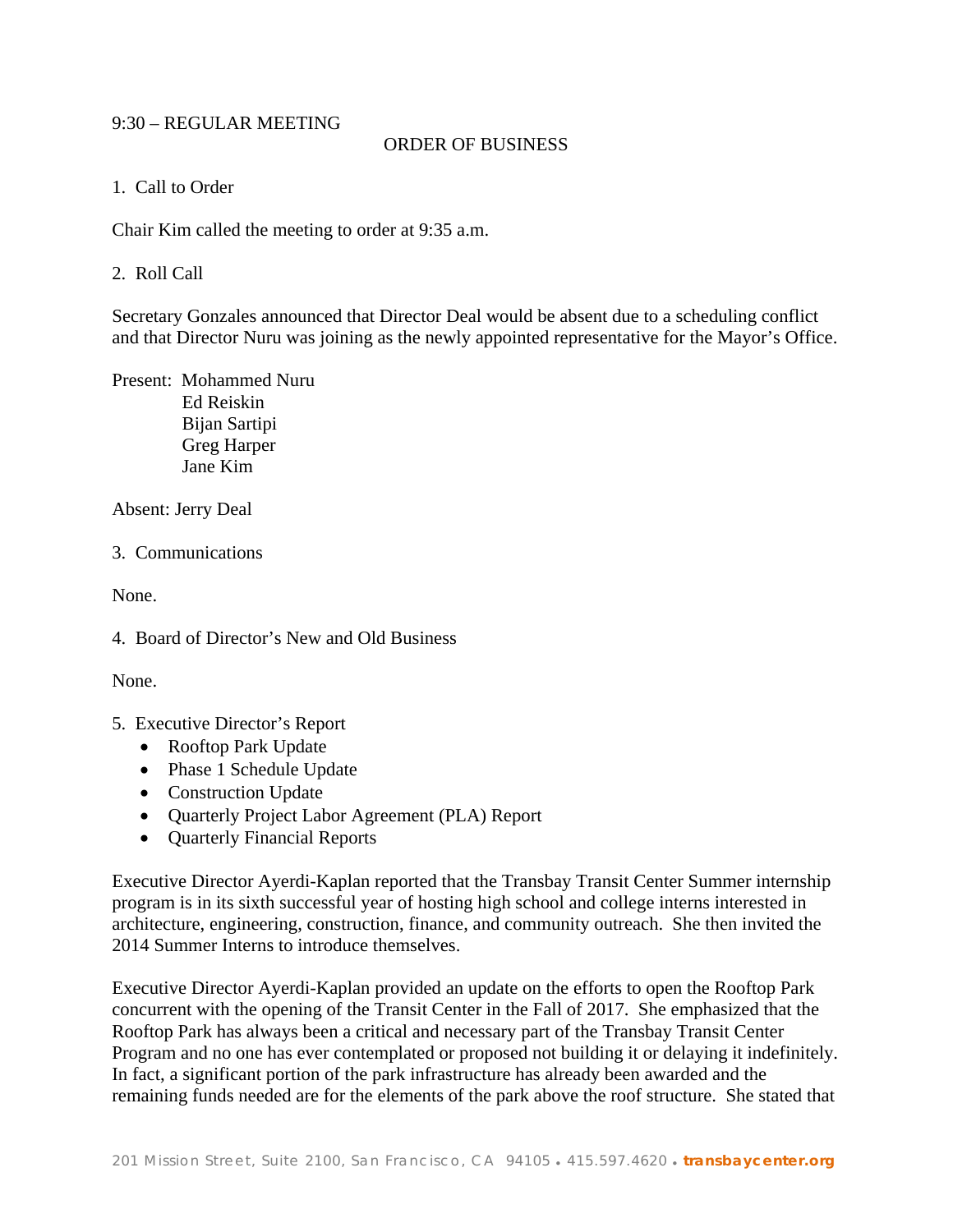9:30 – REGULAR MEETING

ORDER OF BUSINESS

1. Call to Order

Chair Kim called the meeting to order at 9:35 a.m.

2. Roll Call

Secretary Gonzales announced that Director Deal would be absent due to a scheduling conflict and that Director Nuru was joining as the newly appointed representative for the Mayor's Office.

Present: Mohammed Nuru
Ed Reiskin
Bijan Sartipi
Greg Harper
Jane Kim

Absent: Jerry Deal

3. Communications

None.

4. Board of Director's New and Old Business

None.

5. Executive Director's Report
- Rooftop Park Update
- Phase 1 Schedule Update
- Construction Update
- Quarterly Project Labor Agreement (PLA) Report
- Quarterly Financial Reports

Executive Director Ayerdi-Kaplan reported that the Transbay Transit Center Summer internship program is in its sixth successful year of hosting high school and college interns interested in architecture, engineering, construction, finance, and community outreach. She then invited the 2014 Summer Interns to introduce themselves.

Executive Director Ayerdi-Kaplan provided an update on the efforts to open the Rooftop Park concurrent with the opening of the Transit Center in the Fall of 2017. She emphasized that the Rooftop Park has always been a critical and necessary part of the Transbay Transit Center Program and no one has ever contemplated or proposed not building it or delaying it indefinitely. In fact, a significant portion of the park infrastructure has already been awarded and the remaining funds needed are for the elements of the park above the roof structure. She stated that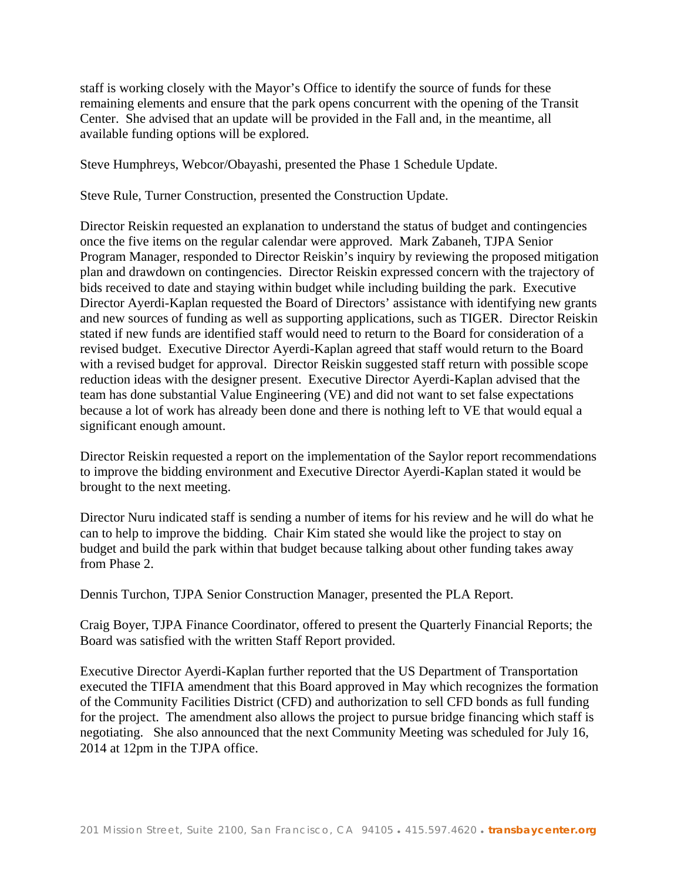staff is working closely with the Mayor's Office to identify the source of funds for these remaining elements and ensure that the park opens concurrent with the opening of the Transit Center. She advised that an update will be provided in the Fall and, in the meantime, all available funding options will be explored.

Steve Humphreys, Webcor/Obayashi, presented the Phase 1 Schedule Update.

Steve Rule, Turner Construction, presented the Construction Update.

Director Reiskin requested an explanation to understand the status of budget and contingencies once the five items on the regular calendar were approved. Mark Zabaneh, TJPA Senior Program Manager, responded to Director Reiskin's inquiry by reviewing the proposed mitigation plan and drawdown on contingencies. Director Reiskin expressed concern with the trajectory of bids received to date and staying within budget while including building the park. Executive Director Ayerdi-Kaplan requested the Board of Directors' assistance with identifying new grants and new sources of funding as well as supporting applications, such as TIGER. Director Reiskin stated if new funds are identified staff would need to return to the Board for consideration of a revised budget. Executive Director Ayerdi-Kaplan agreed that staff would return to the Board with a revised budget for approval. Director Reiskin suggested staff return with possible scope reduction ideas with the designer present. Executive Director Ayerdi-Kaplan advised that the team has done substantial Value Engineering (VE) and did not want to set false expectations because a lot of work has already been done and there is nothing left to VE that would equal a significant enough amount.

Director Reiskin requested a report on the implementation of the Saylor report recommendations to improve the bidding environment and Executive Director Ayerdi-Kaplan stated it would be brought to the next meeting.

Director Nuru indicated staff is sending a number of items for his review and he will do what he can to help to improve the bidding. Chair Kim stated she would like the project to stay on budget and build the park within that budget because talking about other funding takes away from Phase 2.

Dennis Turchon, TJPA Senior Construction Manager, presented the PLA Report.

Craig Boyer, TJPA Finance Coordinator, offered to present the Quarterly Financial Reports; the Board was satisfied with the written Staff Report provided.

Executive Director Ayerdi-Kaplan further reported that the US Department of Transportation executed the TIFIA amendment that this Board approved in May which recognizes the formation of the Community Facilities District (CFD) and authorization to sell CFD bonds as full funding for the project. The amendment also allows the project to pursue bridge financing which staff is negotiating. She also announced that the next Community Meeting was scheduled for July 16, 2014 at 12pm in the TJPA office.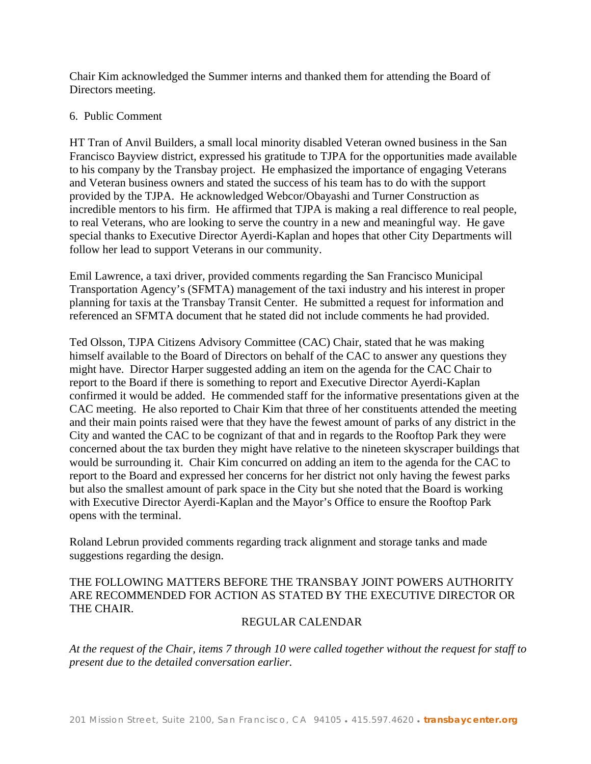Chair Kim acknowledged the Summer interns and thanked them for attending the Board of Directors meeting.

6. Public Comment

HT Tran of Anvil Builders, a small local minority disabled Veteran owned business in the San Francisco Bayview district, expressed his gratitude to TJPA for the opportunities made available to his company by the Transbay project. He emphasized the importance of engaging Veterans and Veteran business owners and stated the success of his team has to do with the support provided by the TJPA. He acknowledged Webcor/Obayashi and Turner Construction as incredible mentors to his firm. He affirmed that TJPA is making a real difference to real people, to real Veterans, who are looking to serve the country in a new and meaningful way. He gave special thanks to Executive Director Ayerdi-Kaplan and hopes that other City Departments will follow her lead to support Veterans in our community.

Emil Lawrence, a taxi driver, provided comments regarding the San Francisco Municipal Transportation Agency's (SFMTA) management of the taxi industry and his interest in proper planning for taxis at the Transbay Transit Center. He submitted a request for information and referenced an SFMTA document that he stated did not include comments he had provided.

Ted Olsson, TJPA Citizens Advisory Committee (CAC) Chair, stated that he was making himself available to the Board of Directors on behalf of the CAC to answer any questions they might have. Director Harper suggested adding an item on the agenda for the CAC Chair to report to the Board if there is something to report and Executive Director Ayerdi-Kaplan confirmed it would be added. He commended staff for the informative presentations given at the CAC meeting. He also reported to Chair Kim that three of her constituents attended the meeting and their main points raised were that they have the fewest amount of parks of any district in the City and wanted the CAC to be cognizant of that and in regards to the Rooftop Park they were concerned about the tax burden they might have relative to the nineteen skyscraper buildings that would be surrounding it. Chair Kim concurred on adding an item to the agenda for the CAC to report to the Board and expressed her concerns for her district not only having the fewest parks but also the smallest amount of park space in the City but she noted that the Board is working with Executive Director Ayerdi-Kaplan and the Mayor's Office to ensure the Rooftop Park opens with the terminal.

Roland Lebrun provided comments regarding track alignment and storage tanks and made suggestions regarding the design.

THE FOLLOWING MATTERS BEFORE THE TRANSBAY JOINT POWERS AUTHORITY ARE RECOMMENDED FOR ACTION AS STATED BY THE EXECUTIVE DIRECTOR OR THE CHAIR.

REGULAR CALENDAR

*At the request of the Chair, items 7 through 10 were called together without the request for staff to present due to the detailed conversation earlier.*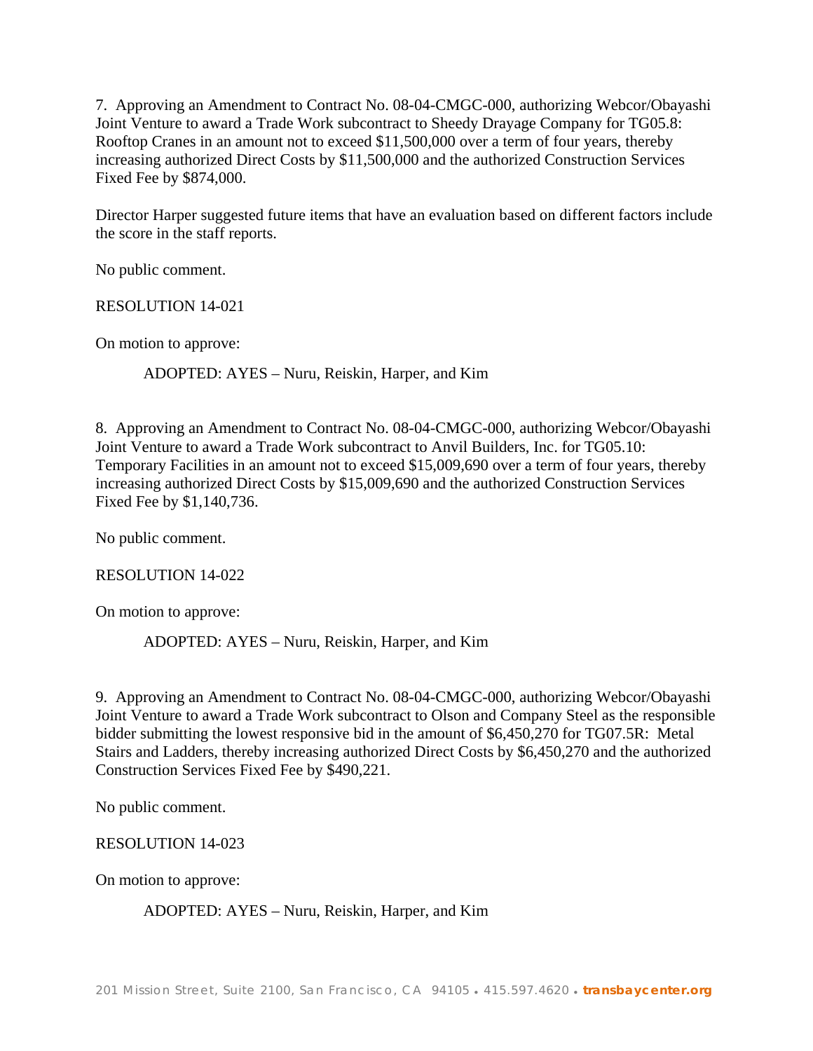7. Approving an Amendment to Contract No. 08-04-CMGC-000, authorizing Webcor/Obayashi Joint Venture to award a Trade Work subcontract to Sheedy Drayage Company for TG05.8: Rooftop Cranes in an amount not to exceed $11,500,000 over a term of four years, thereby increasing authorized Direct Costs by $11,500,000 and the authorized Construction Services Fixed Fee by $874,000.

Director Harper suggested future items that have an evaluation based on different factors include the score in the staff reports.

No public comment.

RESOLUTION 14-021

On motion to approve:

ADOPTED: AYES – Nuru, Reiskin, Harper, and Kim

8. Approving an Amendment to Contract No. 08-04-CMGC-000, authorizing Webcor/Obayashi Joint Venture to award a Trade Work subcontract to Anvil Builders, Inc. for TG05.10: Temporary Facilities in an amount not to exceed $15,009,690 over a term of four years, thereby increasing authorized Direct Costs by $15,009,690 and the authorized Construction Services Fixed Fee by $1,140,736.

No public comment.

RESOLUTION 14-022

On motion to approve:

ADOPTED: AYES – Nuru, Reiskin, Harper, and Kim

9. Approving an Amendment to Contract No. 08-04-CMGC-000, authorizing Webcor/Obayashi Joint Venture to award a Trade Work subcontract to Olson and Company Steel as the responsible bidder submitting the lowest responsive bid in the amount of $6,450,270 for TG07.5R: Metal Stairs and Ladders, thereby increasing authorized Direct Costs by $6,450,270 and the authorized Construction Services Fixed Fee by $490,221.

No public comment.

RESOLUTION 14-023

On motion to approve:

ADOPTED: AYES – Nuru, Reiskin, Harper, and Kim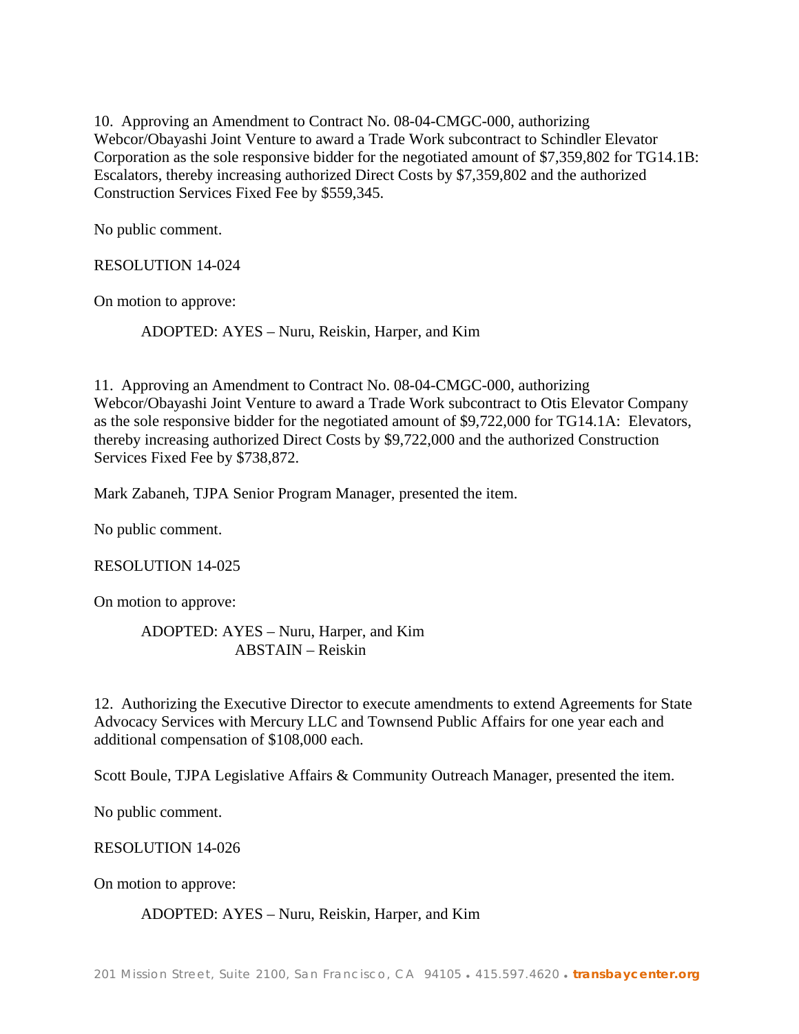10. Approving an Amendment to Contract No. 08-04-CMGC-000, authorizing Webcor/Obayashi Joint Venture to award a Trade Work subcontract to Schindler Elevator Corporation as the sole responsive bidder for the negotiated amount of $7,359,802 for TG14.1B: Escalators, thereby increasing authorized Direct Costs by $7,359,802 and the authorized Construction Services Fixed Fee by $559,345.

No public comment.

RESOLUTION 14-024

On motion to approve:

ADOPTED: AYES – Nuru, Reiskin, Harper, and Kim

11. Approving an Amendment to Contract No. 08-04-CMGC-000, authorizing Webcor/Obayashi Joint Venture to award a Trade Work subcontract to Otis Elevator Company as the sole responsive bidder for the negotiated amount of $9,722,000 for TG14.1A: Elevators, thereby increasing authorized Direct Costs by $9,722,000 and the authorized Construction Services Fixed Fee by $738,872.

Mark Zabaneh, TJPA Senior Program Manager, presented the item.

No public comment.

RESOLUTION 14-025

On motion to approve:

ADOPTED: AYES – Nuru, Harper, and Kim
ABSTAIN – Reiskin

12. Authorizing the Executive Director to execute amendments to extend Agreements for State Advocacy Services with Mercury LLC and Townsend Public Affairs for one year each and additional compensation of $108,000 each.

Scott Boule, TJPA Legislative Affairs & Community Outreach Manager, presented the item.

No public comment.

RESOLUTION 14-026

On motion to approve:

ADOPTED: AYES – Nuru, Reiskin, Harper, and Kim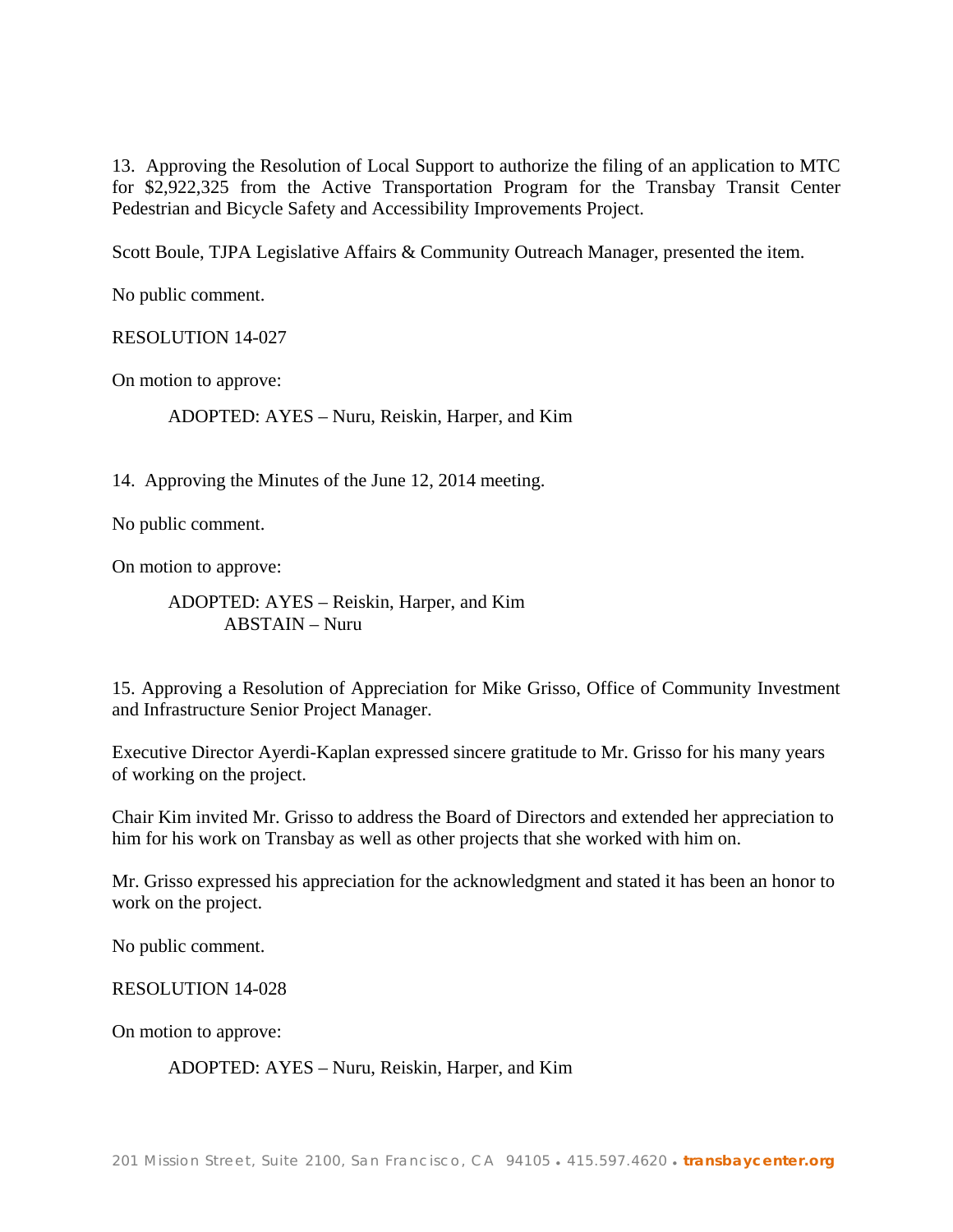13. Approving the Resolution of Local Support to authorize the filing of an application to MTC for $2,922,325 from the Active Transportation Program for the Transbay Transit Center Pedestrian and Bicycle Safety and Accessibility Improvements Project.

Scott Boule, TJPA Legislative Affairs & Community Outreach Manager, presented the item.

No public comment.

RESOLUTION 14-027

On motion to approve:

ADOPTED: AYES – Nuru, Reiskin, Harper, and Kim

14. Approving the Minutes of the June 12, 2014 meeting.

No public comment.

On motion to approve:

ADOPTED: AYES – Reiskin, Harper, and Kim
ABSTAIN – Nuru

15. Approving a Resolution of Appreciation for Mike Grisso, Office of Community Investment and Infrastructure Senior Project Manager.

Executive Director Ayerdi-Kaplan expressed sincere gratitude to Mr. Grisso for his many years of working on the project.

Chair Kim invited Mr. Grisso to address the Board of Directors and extended her appreciation to him for his work on Transbay as well as other projects that she worked with him on.

Mr. Grisso expressed his appreciation for the acknowledgment and stated it has been an honor to work on the project.

No public comment.

RESOLUTION 14-028

On motion to approve:

ADOPTED: AYES – Nuru, Reiskin, Harper, and Kim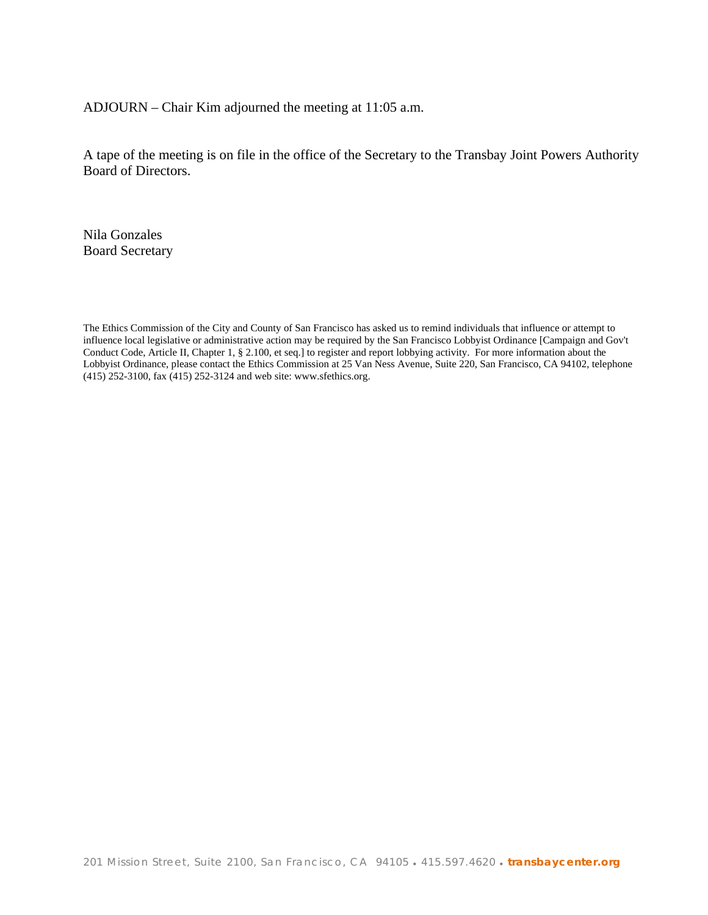ADJOURN – Chair Kim adjourned the meeting at 11:05 a.m.

A tape of the meeting is on file in the office of the Secretary to the Transbay Joint Powers Authority Board of Directors.

Nila Gonzales
Board Secretary

The Ethics Commission of the City and County of San Francisco has asked us to remind individuals that influence or attempt to influence local legislative or administrative action may be required by the San Francisco Lobbyist Ordinance [Campaign and Gov't Conduct Code, Article II, Chapter 1, § 2.100, et seq.] to register and report lobbying activity. For more information about the Lobbyist Ordinance, please contact the Ethics Commission at 25 Van Ness Avenue, Suite 220, San Francisco, CA 94102, telephone (415) 252-3100, fax (415) 252-3124 and web site: www.sfethics.org.